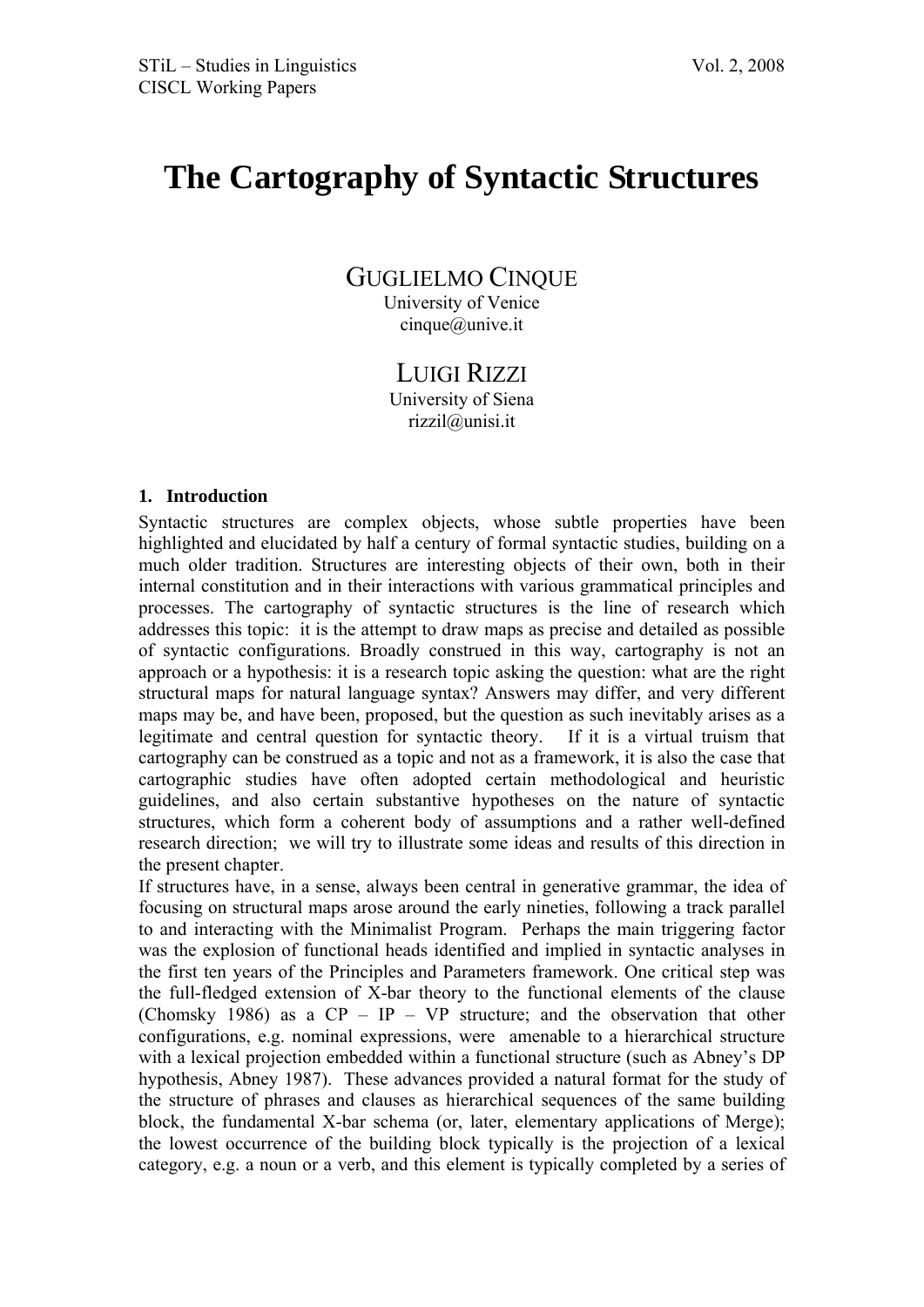# The Cartography of Syntactic Structures

GUGLIELMO CINQUE
University of Venice
cinque@unive.it

LUIGI RIZZI
University of Siena
rizzil@unisi.it

## 1. Introduction

Syntactic structures are complex objects, whose subtle properties have been highlighted and elucidated by half a century of formal syntactic studies, building on a much older tradition. Structures are interesting objects of their own, both in their internal constitution and in their interactions with various grammatical principles and processes. The cartography of syntactic structures is the line of research which addresses this topic: it is the attempt to draw maps as precise and detailed as possible of syntactic configurations. Broadly construed in this way, cartography is not an approach or a hypothesis: it is a research topic asking the question: what are the right structural maps for natural language syntax? Answers may differ, and very different maps may be, and have been, proposed, but the question as such inevitably arises as a legitimate and central question for syntactic theory. If it is a virtual truism that cartography can be construed as a topic and not as a framework, it is also the case that cartographic studies have often adopted certain methodological and heuristic guidelines, and also certain substantive hypotheses on the nature of syntactic structures, which form a coherent body of assumptions and a rather well-defined research direction; we will try to illustrate some ideas and results of this direction in the present chapter.

If structures have, in a sense, always been central in generative grammar, the idea of focusing on structural maps arose around the early nineties, following a track parallel to and interacting with the Minimalist Program. Perhaps the main triggering factor was the explosion of functional heads identified and implied in syntactic analyses in the first ten years of the Principles and Parameters framework. One critical step was the full-fledged extension of X-bar theory to the functional elements of the clause (Chomsky 1986) as a CP – IP – VP structure; and the observation that other configurations, e.g. nominal expressions, were amenable to a hierarchical structure with a lexical projection embedded within a functional structure (such as Abney's DP hypothesis, Abney 1987). These advances provided a natural format for the study of the structure of phrases and clauses as hierarchical sequences of the same building block, the fundamental X-bar schema (or, later, elementary applications of Merge); the lowest occurrence of the building block typically is the projection of a lexical category, e.g. a noun or a verb, and this element is typically completed by a series of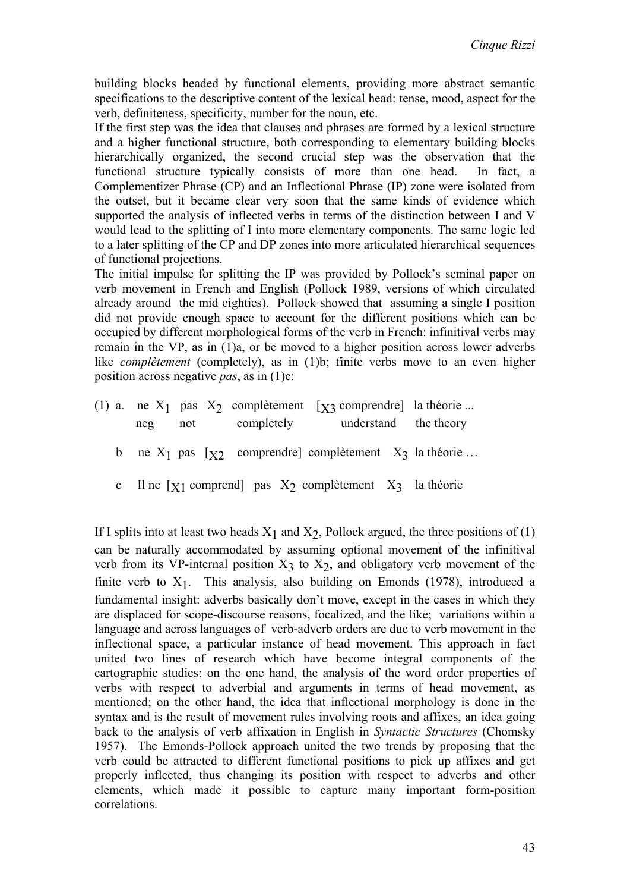building blocks headed by functional elements, providing more abstract semantic specifications to the descriptive content of the lexical head: tense, mood, aspect for the verb, definiteness, specificity, number for the noun, etc.

If the first step was the idea that clauses and phrases are formed by a lexical structure and a higher functional structure, both corresponding to elementary building blocks hierarchically organized, the second crucial step was the observation that the functional structure typically consists of more than one head. In fact, a Complementizer Phrase (CP) and an Inflectional Phrase (IP) zone were isolated from the outset, but it became clear very soon that the same kinds of evidence which supported the analysis of inflected verbs in terms of the distinction between I and V would lead to the splitting of I into more elementary components. The same logic led to a later splitting of the CP and DP zones into more articulated hierarchical sequences of functional projections.

The initial impulse for splitting the IP was provided by Pollock's seminal paper on verb movement in French and English (Pollock 1989, versions of which circulated already around the mid eighties). Pollock showed that assuming a single I position did not provide enough space to account for the different positions which can be occupied by different morphological forms of the verb in French: infinitival verbs may remain in the VP, as in (1)a, or be moved to a higher position across lower adverbs like *complètement* (completely), as in (1)b; finite verbs move to an even higher position across negative *pas*, as in (1)c:

(1) a. ne $X_1$ pas $X_2$ complètement [$_{X3}$ comprendre] la théorie ...
neg not completely understand the theory

b ne $X_1$ pas [$_{X2}$ comprendre] complètement $X_3$ la théorie …

c Il ne [$_{X1}$ comprend] pas $X_2$ complètement $X_3$ la théorie

If I splits into at least two heads $X_1$ and $X_2$, Pollock argued, the three positions of (1) can be naturally accommodated by assuming optional movement of the infinitival verb from its VP-internal position $X_3$ to $X_2$, and obligatory verb movement of the finite verb to $X_1$. This analysis, also building on Emonds (1978), introduced a fundamental insight: adverbs basically don't move, except in the cases in which they are displaced for scope-discourse reasons, focalized, and the like; variations within a language and across languages of verb-adverb orders are due to verb movement in the inflectional space, a particular instance of head movement. This approach in fact united two lines of research which have become integral components of the cartographic studies: on the one hand, the analysis of the word order properties of verbs with respect to adverbial and arguments in terms of head movement, as mentioned; on the other hand, the idea that inflectional morphology is done in the syntax and is the result of movement rules involving roots and affixes, an idea going back to the analysis of verb affixation in English in *Syntactic Structures* (Chomsky 1957). The Emonds-Pollock approach united the two trends by proposing that the verb could be attracted to different functional positions to pick up affixes and get properly inflected, thus changing its position with respect to adverbs and other elements, which made it possible to capture many important form-position correlations.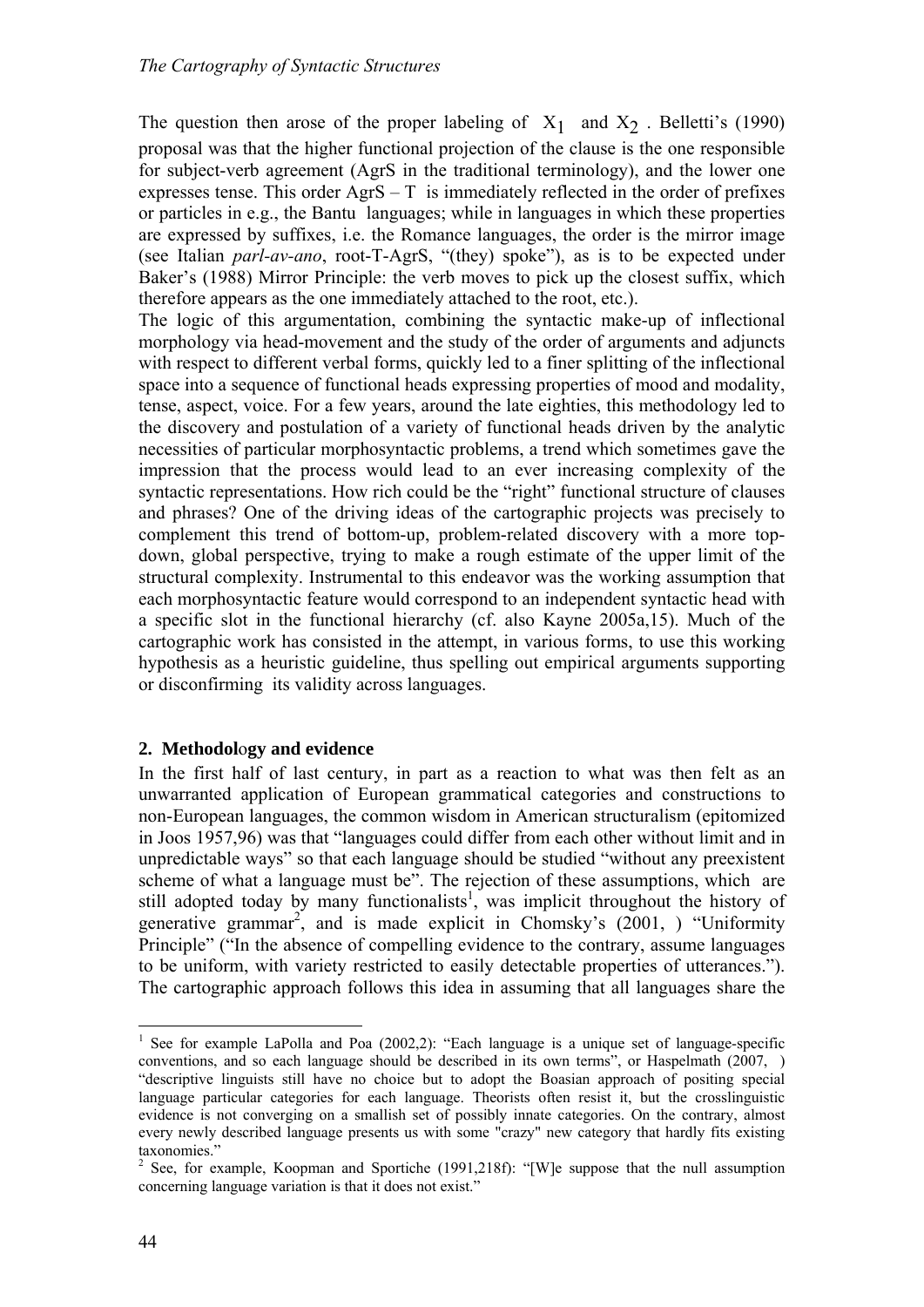The question then arose of the proper labeling of $X_1$ and $X_2$. Belletti's (1990) proposal was that the higher functional projection of the clause is the one responsible for subject-verb agreement (AgrS in the traditional terminology), and the lower one expresses tense. This order AgrS – T is immediately reflected in the order of prefixes or particles in e.g., the Bantu languages; while in languages in which these properties are expressed by suffixes, i.e. the Romance languages, the order is the mirror image (see Italian *parl-av-ano*, root-T-AgrS, "(they) spoke"), as is to be expected under Baker's (1988) Mirror Principle: the verb moves to pick up the closest suffix, which therefore appears as the one immediately attached to the root, etc.).

The logic of this argumentation, combining the syntactic make-up of inflectional morphology via head-movement and the study of the order of arguments and adjuncts with respect to different verbal forms, quickly led to a finer splitting of the inflectional space into a sequence of functional heads expressing properties of mood and modality, tense, aspect, voice. For a few years, around the late eighties, this methodology led to the discovery and postulation of a variety of functional heads driven by the analytic necessities of particular morphosyntactic problems, a trend which sometimes gave the impression that the process would lead to an ever increasing complexity of the syntactic representations. How rich could be the "right" functional structure of clauses and phrases? One of the driving ideas of the cartographic projects was precisely to complement this trend of bottom-up, problem-related discovery with a more top-down, global perspective, trying to make a rough estimate of the upper limit of the structural complexity. Instrumental to this endeavor was the working assumption that each morphosyntactic feature would correspond to an independent syntactic head with a specific slot in the functional hierarchy (cf. also Kayne 2005a,15). Much of the cartographic work has consisted in the attempt, in various forms, to use this working hypothesis as a heuristic guideline, thus spelling out empirical arguments supporting or disconfirming its validity across languages.

## 2. Methodology and evidence

In the first half of last century, in part as a reaction to what was then felt as an unwarranted application of European grammatical categories and constructions to non-European languages, the common wisdom in American structuralism (epitomized in Joos 1957,96) was that "languages could differ from each other without limit and in unpredictable ways" so that each language should be studied "without any preexistent scheme of what a language must be". The rejection of these assumptions, which are still adopted today by many functionalists[1], was implicit throughout the history of generative grammar[2], and is made explicit in Chomsky's (2001, ) "Uniformity Principle" ("In the absence of compelling evidence to the contrary, assume languages to be uniform, with variety restricted to easily detectable properties of utterances."). The cartographic approach follows this idea in assuming that all languages share the

---

[1] See for example LaPolla and Poa (2002,2): "Each language is a unique set of language-specific conventions, and so each language should be described in its own terms", or Haspelmath (2007, ) "descriptive linguists still have no choice but to adopt the Boasian approach of positing special language particular categories for each language. Theorists often resist it, but the crosslinguistic evidence is not converging on a smallish set of possibly innate categories. On the contrary, almost every newly described language presents us with some "crazy" new category that hardly fits existing taxonomies."

[2] See, for example, Koopman and Sportiche (1991,218f): "[W]e suppose that the null assumption concerning language variation is that it does not exist."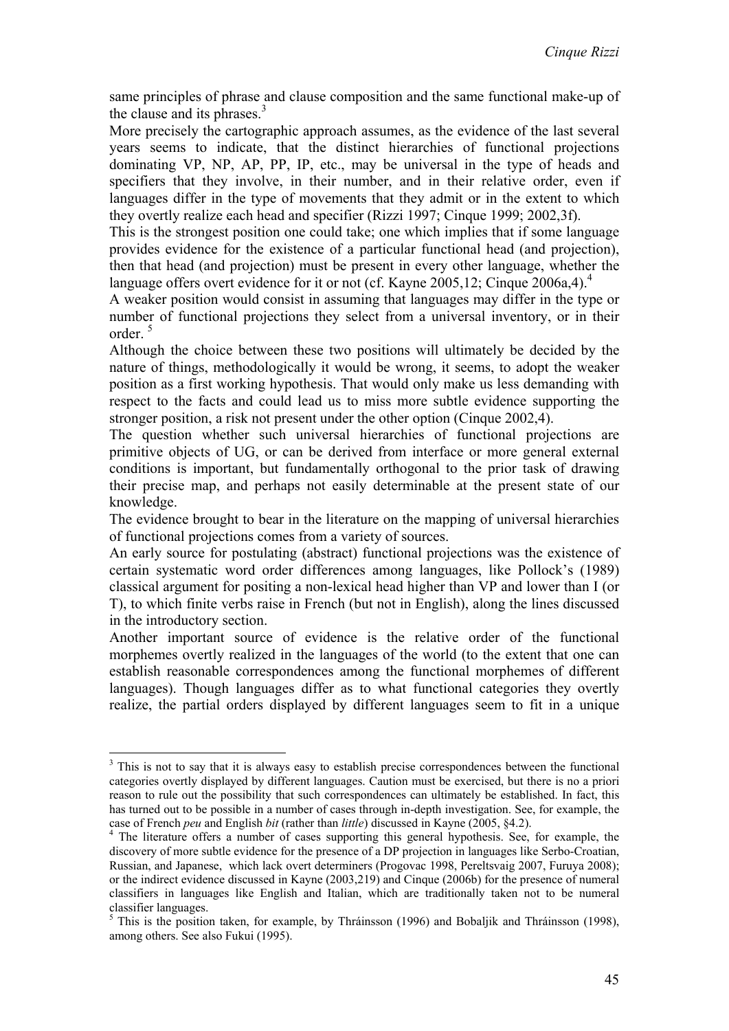same principles of phrase and clause composition and the same functional make-up of the clause and its phrases.[3]

More precisely the cartographic approach assumes, as the evidence of the last several years seems to indicate, that the distinct hierarchies of functional projections dominating VP, NP, AP, PP, IP, etc., may be universal in the type of heads and specifiers that they involve, in their number, and in their relative order, even if languages differ in the type of movements that they admit or in the extent to which they overtly realize each head and specifier (Rizzi 1997; Cinque 1999; 2002,3f).

This is the strongest position one could take; one which implies that if some language provides evidence for the existence of a particular functional head (and projection), then that head (and projection) must be present in every other language, whether the language offers overt evidence for it or not (cf. Kayne 2005,12; Cinque 2006a,4).[4]

A weaker position would consist in assuming that languages may differ in the type or number of functional projections they select from a universal inventory, or in their order.[5]

Although the choice between these two positions will ultimately be decided by the nature of things, methodologically it would be wrong, it seems, to adopt the weaker position as a first working hypothesis. That would only make us less demanding with respect to the facts and could lead us to miss more subtle evidence supporting the stronger position, a risk not present under the other option (Cinque 2002,4).

The question whether such universal hierarchies of functional projections are primitive objects of UG, or can be derived from interface or more general external conditions is important, but fundamentally orthogonal to the prior task of drawing their precise map, and perhaps not easily determinable at the present state of our knowledge.

The evidence brought to bear in the literature on the mapping of universal hierarchies of functional projections comes from a variety of sources.

An early source for postulating (abstract) functional projections was the existence of certain systematic word order differences among languages, like Pollock's (1989) classical argument for positing a non-lexical head higher than VP and lower than I (or T), to which finite verbs raise in French (but not in English), along the lines discussed in the introductory section.

Another important source of evidence is the relative order of the functional morphemes overtly realized in the languages of the world (to the extent that one can establish reasonable correspondences among the functional morphemes of different languages). Though languages differ as to what functional categories they overtly realize, the partial orders displayed by different languages seem to fit in a unique

---

[3] This is not to say that it is always easy to establish precise correspondences between the functional categories overtly displayed by different languages. Caution must be exercised, but there is no a priori reason to rule out the possibility that such correspondences can ultimately be established. In fact, this has turned out to be possible in a number of cases through in-depth investigation. See, for example, the case of French *peu* and English *bit* (rather than *little*) discussed in Kayne (2005, §4.2).

[4] The literature offers a number of cases supporting this general hypothesis. See, for example, the discovery of more subtle evidence for the presence of a DP projection in languages like Serbo-Croatian, Russian, and Japanese, which lack overt determiners (Progovac 1998, Pereltsvaig 2007, Furuya 2008); or the indirect evidence discussed in Kayne (2003,219) and Cinque (2006b) for the presence of numeral classifiers in languages like English and Italian, which are traditionally taken not to be numeral classifier languages.

[5] This is the position taken, for example, by Thráinsson (1996) and Bobaljik and Thráinsson (1998), among others. See also Fukui (1995).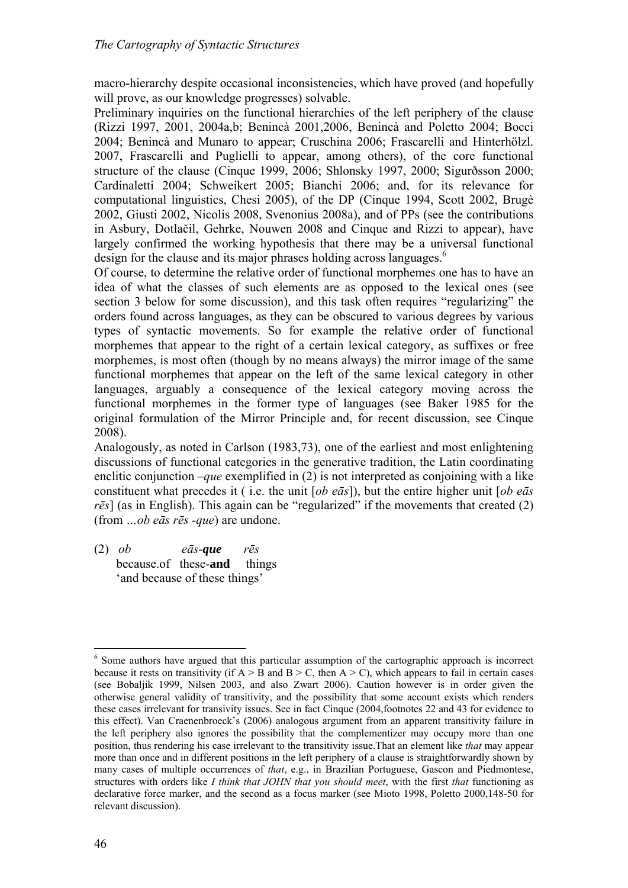macro-hierarchy despite occasional inconsistencies, which have proved (and hopefully will prove, as our knowledge progresses) solvable.

Preliminary inquiries on the functional hierarchies of the left periphery of the clause (Rizzi 1997, 2001, 2004a,b; Benincà 2001,2006, Benincà and Poletto 2004; Bocci 2004; Benincà and Munaro to appear; Cruschina 2006; Frascarelli and Hinterhölzl. 2007, Frascarelli and Puglielli to appear, among others), of the core functional structure of the clause (Cinque 1999, 2006; Shlonsky 1997, 2000; Sigurðsson 2000; Cardinaletti 2004; Schweikert 2005; Bianchi 2006; and, for its relevance for computational linguistics, Chesi 2005), of the DP (Cinque 1994, Scott 2002, Brugè 2002, Giusti 2002, Nicolis 2008, Svenonius 2008a), and of PPs (see the contributions in Asbury, Dotlačil, Gehrke, Nouwen 2008 and Cinque and Rizzi to appear), have largely confirmed the working hypothesis that there may be a universal functional design for the clause and its major phrases holding across languages.[6]

Of course, to determine the relative order of functional morphemes one has to have an idea of what the classes of such elements are as opposed to the lexical ones (see section 3 below for some discussion), and this task often requires "regularizing" the orders found across languages, as they can be obscured to various degrees by various types of syntactic movements. So for example the relative order of functional morphemes that appear to the right of a certain lexical category, as suffixes or free morphemes, is most often (though by no means always) the mirror image of the same functional morphemes that appear on the left of the same lexical category in other languages, arguably a consequence of the lexical category moving across the functional morphemes in the former type of languages (see Baker 1985 for the original formulation of the Mirror Principle and, for recent discussion, see Cinque 2008).

Analogously, as noted in Carlson (1983,73), one of the earliest and most enlightening discussions of functional categories in the generative tradition, the Latin coordinating enclitic conjunction *–que* exemplified in (2) is not interpreted as conjoining with a like constituent what precedes it ( i.e. the unit [*ob eās*]), but the entire higher unit [*ob eās rēs*] (as in English). This again can be "regularized" if the movements that created (2) (from *…ob eās rēs -que*) are undone.

(2) *ob* *eās-**que*** *rēs*
because.of these-**and** things
'and because of these things'

---

[6] Some authors have argued that this particular assumption of the cartographic approach is incorrect because it rests on transitivity (if A > B and B > C, then A > C), which appears to fail in certain cases (see Bobaljik 1999, Nilsen 2003, and also Zwart 2006). Caution however is in order given the otherwise general validity of transitivity, and the possibility that some account exists which renders these cases irrelevant for transivity issues. See in fact Cinque (2004,footnotes 22 and 43 for evidence to this effect). Van Craenenbroeck's (2006) analogous argument from an apparent transitivity failure in the left periphery also ignores the possibility that the complementizer may occupy more than one position, thus rendering his case irrelevant to the transitivity issue.That an element like *that* may appear more than once and in different positions in the left periphery of a clause is straightforwardly shown by many cases of multiple occurrences of *that*, e.g., in Brazilian Portuguese, Gascon and Piedmontese, structures with orders like *I think that JOHN that you should meet*, with the first *that* functioning as declarative force marker, and the second as a focus marker (see Mioto 1998, Poletto 2000,148-50 for relevant discussion).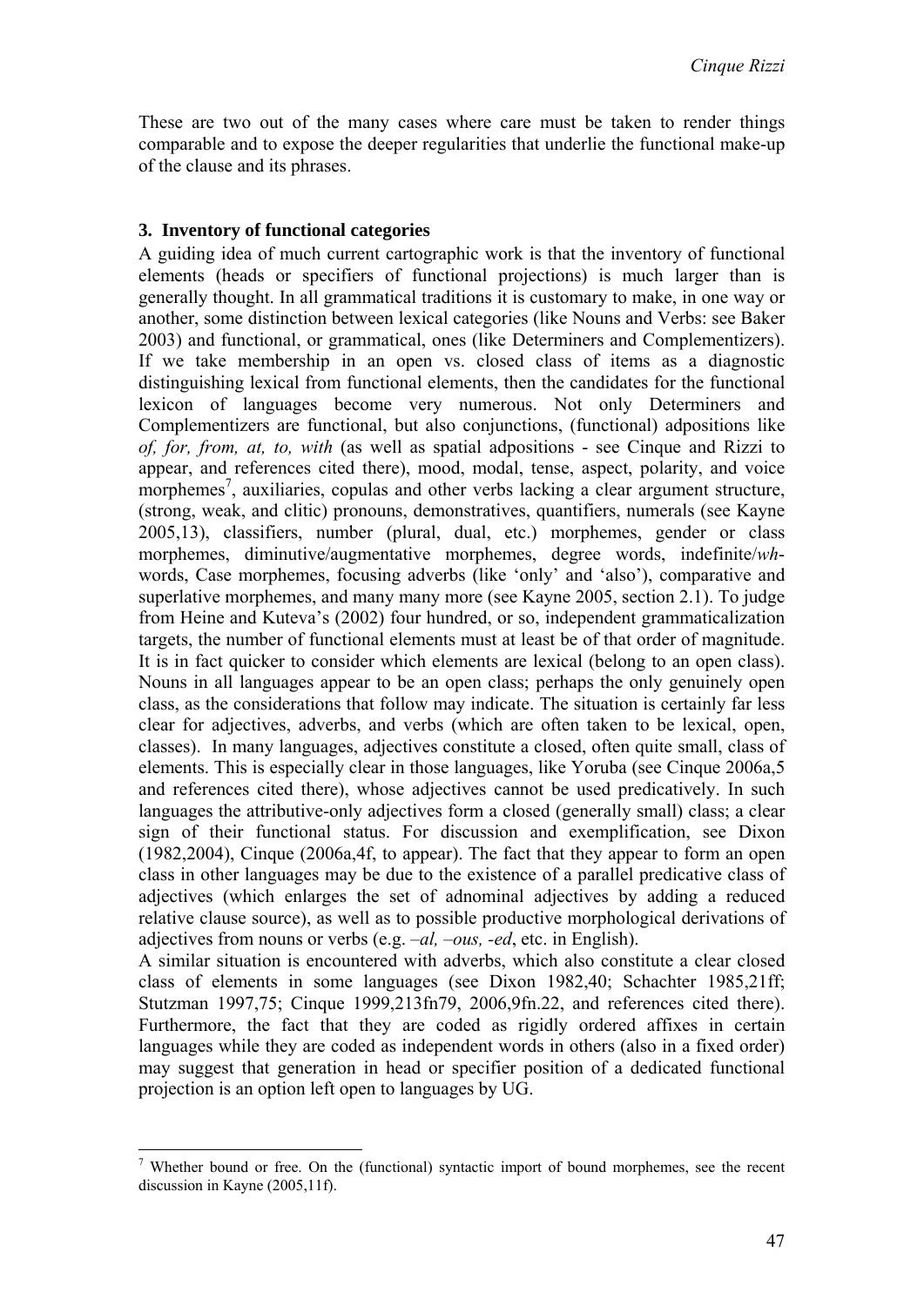These are two out of the many cases where care must be taken to render things comparable and to expose the deeper regularities that underlie the functional make-up of the clause and its phrases.

### 3. Inventory of functional categories

A guiding idea of much current cartographic work is that the inventory of functional elements (heads or specifiers of functional projections) is much larger than is generally thought. In all grammatical traditions it is customary to make, in one way or another, some distinction between lexical categories (like Nouns and Verbs: see Baker 2003) and functional, or grammatical, ones (like Determiners and Complementizers). If we take membership in an open vs. closed class of items as a diagnostic distinguishing lexical from functional elements, then the candidates for the functional lexicon of languages become very numerous. Not only Determiners and Complementizers are functional, but also conjunctions, (functional) adpositions like *of, for, from, at, to, with* (as well as spatial adpositions - see Cinque and Rizzi to appear, and references cited there), mood, modal, tense, aspect, polarity, and voice morphemes[7], auxiliaries, copulas and other verbs lacking a clear argument structure, (strong, weak, and clitic) pronouns, demonstratives, quantifiers, numerals (see Kayne 2005,13), classifiers, number (plural, dual, etc.) morphemes, gender or class morphemes, diminutive/augmentative morphemes, degree words, indefinite/*wh*-words, Case morphemes, focusing adverbs (like 'only' and 'also'), comparative and superlative morphemes, and many many more (see Kayne 2005, section 2.1). To judge from Heine and Kuteva's (2002) four hundred, or so, independent grammaticalization targets, the number of functional elements must at least be of that order of magnitude. It is in fact quicker to consider which elements are lexical (belong to an open class). Nouns in all languages appear to be an open class; perhaps the only genuinely open class, as the considerations that follow may indicate. The situation is certainly far less clear for adjectives, adverbs, and verbs (which are often taken to be lexical, open, classes). In many languages, adjectives constitute a closed, often quite small, class of elements. This is especially clear in those languages, like Yoruba (see Cinque 2006a,5 and references cited there), whose adjectives cannot be used predicatively. In such languages the attributive-only adjectives form a closed (generally small) class; a clear sign of their functional status. For discussion and exemplification, see Dixon (1982,2004), Cinque (2006a,4f, to appear). The fact that they appear to form an open class in other languages may be due to the existence of a parallel predicative class of adjectives (which enlarges the set of adnominal adjectives by adding a reduced relative clause source), as well as to possible productive morphological derivations of adjectives from nouns or verbs (e.g. *–al, –ous, -ed*, etc. in English).

A similar situation is encountered with adverbs, which also constitute a clear closed class of elements in some languages (see Dixon 1982,40; Schachter 1985,21ff; Stutzman 1997,75; Cinque 1999,213fn79, 2006,9fn.22, and references cited there). Furthermore, the fact that they are coded as rigidly ordered affixes in certain languages while they are coded as independent words in others (also in a fixed order) may suggest that generation in head or specifier position of a dedicated functional projection is an option left open to languages by UG.

---

[7] Whether bound or free. On the (functional) syntactic import of bound morphemes, see the recent discussion in Kayne (2005,11f).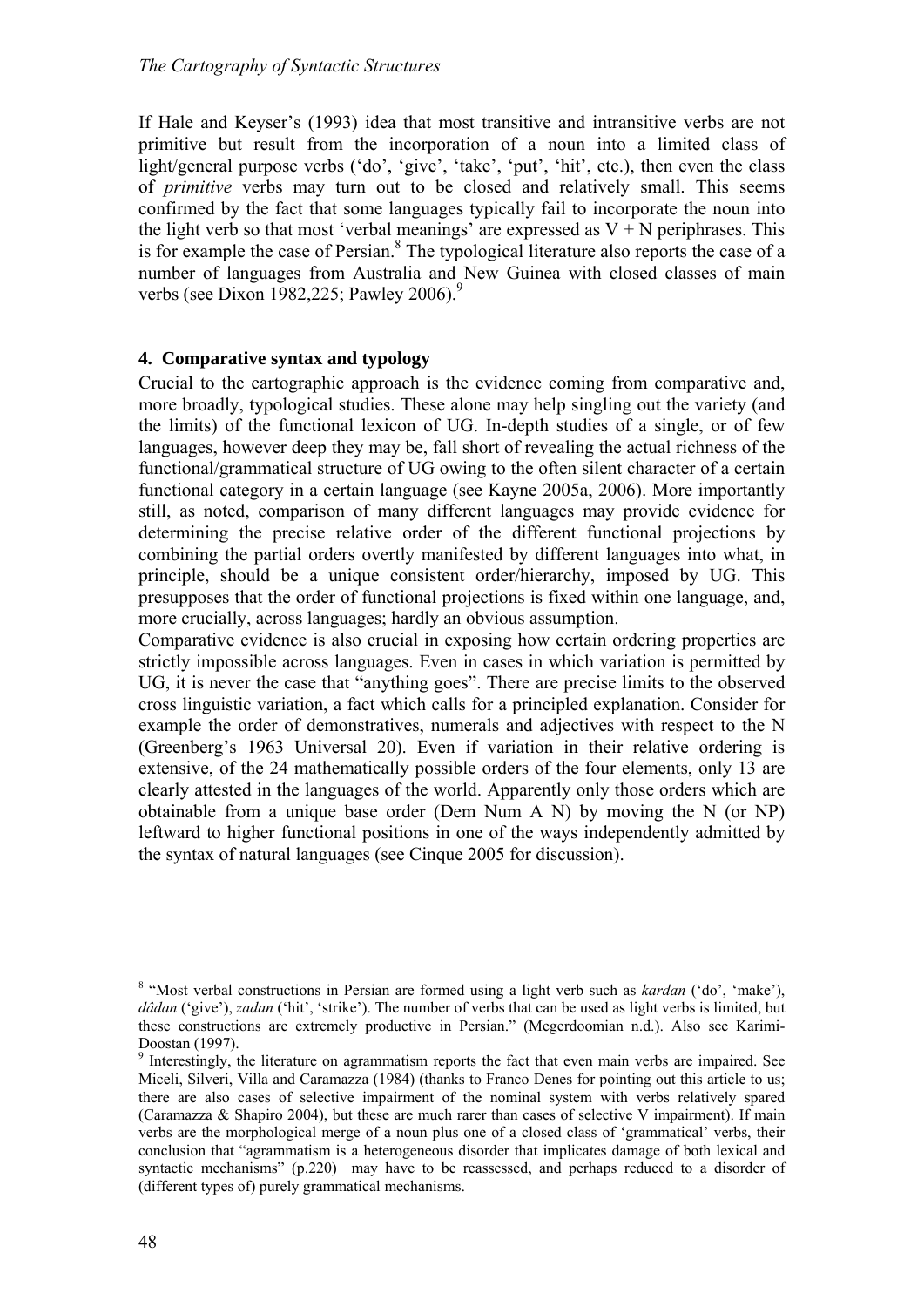If Hale and Keyser's (1993) idea that most transitive and intransitive verbs are not primitive but result from the incorporation of a noun into a limited class of light/general purpose verbs ('do', 'give', 'take', 'put', 'hit', etc.), then even the class of *primitive* verbs may turn out to be closed and relatively small. This seems confirmed by the fact that some languages typically fail to incorporate the noun into the light verb so that most 'verbal meanings' are expressed as V + N periphrases. This is for example the case of Persian.[8] The typological literature also reports the case of a number of languages from Australia and New Guinea with closed classes of main verbs (see Dixon 1982,225; Pawley 2006).[9]

## 4. Comparative syntax and typology

Crucial to the cartographic approach is the evidence coming from comparative and, more broadly, typological studies. These alone may help singling out the variety (and the limits) of the functional lexicon of UG. In-depth studies of a single, or of few languages, however deep they may be, fall short of revealing the actual richness of the functional/grammatical structure of UG owing to the often silent character of a certain functional category in a certain language (see Kayne 2005a, 2006). More importantly still, as noted, comparison of many different languages may provide evidence for determining the precise relative order of the different functional projections by combining the partial orders overtly manifested by different languages into what, in principle, should be a unique consistent order/hierarchy, imposed by UG. This presupposes that the order of functional projections is fixed within one language, and, more crucially, across languages; hardly an obvious assumption.

Comparative evidence is also crucial in exposing how certain ordering properties are strictly impossible across languages. Even in cases in which variation is permitted by UG, it is never the case that "anything goes". There are precise limits to the observed cross linguistic variation, a fact which calls for a principled explanation. Consider for example the order of demonstratives, numerals and adjectives with respect to the N (Greenberg's 1963 Universal 20). Even if variation in their relative ordering is extensive, of the 24 mathematically possible orders of the four elements, only 13 are clearly attested in the languages of the world. Apparently only those orders which are obtainable from a unique base order (Dem Num A N) by moving the N (or NP) leftward to higher functional positions in one of the ways independently admitted by the syntax of natural languages (see Cinque 2005 for discussion).

---

[8] "Most verbal constructions in Persian are formed using a light verb such as *kardan* ('do', 'make'), *dâdan* ('give'), *zadan* ('hit', 'strike'). The number of verbs that can be used as light verbs is limited, but these constructions are extremely productive in Persian." (Megerdoomian n.d.). Also see Karimi-Doostan (1997).

[9] Interestingly, the literature on agrammatism reports the fact that even main verbs are impaired. See Miceli, Silveri, Villa and Caramazza (1984) (thanks to Franco Denes for pointing out this article to us; there are also cases of selective impairment of the nominal system with verbs relatively spared (Caramazza & Shapiro 2004), but these are much rarer than cases of selective V impairment). If main verbs are the morphological merge of a noun plus one of a closed class of 'grammatical' verbs, their conclusion that "agrammatism is a heterogeneous disorder that implicates damage of both lexical and syntactic mechanisms" (p.220) may have to be reassessed, and perhaps reduced to a disorder of (different types of) purely grammatical mechanisms.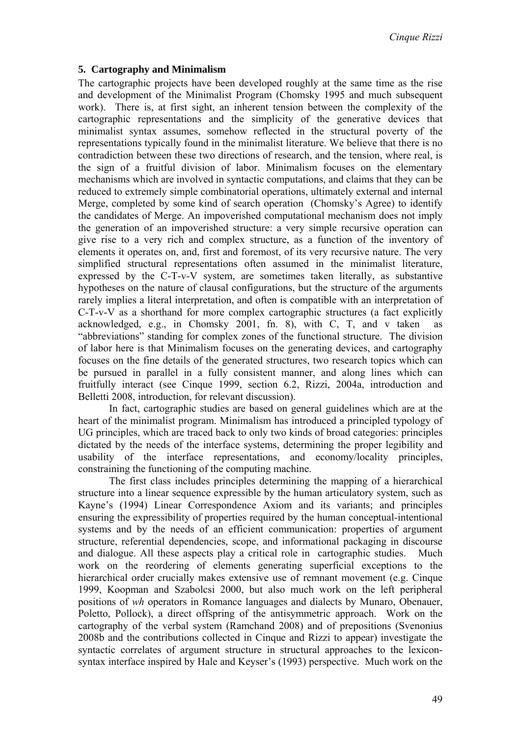## 5. Cartography and Minimalism

The cartographic projects have been developed roughly at the same time as the rise and development of the Minimalist Program (Chomsky 1995 and much subsequent work). There is, at first sight, an inherent tension between the complexity of the cartographic representations and the simplicity of the generative devices that minimalist syntax assumes, somehow reflected in the structural poverty of the representations typically found in the minimalist literature. We believe that there is no contradiction between these two directions of research, and the tension, where real, is the sign of a fruitful division of labor. Minimalism focuses on the elementary mechanisms which are involved in syntactic computations, and claims that they can be reduced to extremely simple combinatorial operations, ultimately external and internal Merge, completed by some kind of search operation (Chomsky's Agree) to identify the candidates of Merge. An impoverished computational mechanism does not imply the generation of an impoverished structure: a very simple recursive operation can give rise to a very rich and complex structure, as a function of the inventory of elements it operates on, and, first and foremost, of its very recursive nature. The very simplified structural representations often assumed in the minimalist literature, expressed by the C-T-v-V system, are sometimes taken literally, as substantive hypotheses on the nature of clausal configurations, but the structure of the arguments rarely implies a literal interpretation, and often is compatible with an interpretation of C-T-v-V as a shorthand for more complex cartographic structures (a fact explicitly acknowledged, e.g., in Chomsky 2001, fn. 8), with C, T, and v taken as "abbreviations" standing for complex zones of the functional structure. The division of labor here is that Minimalism focuses on the generating devices, and cartography focuses on the fine details of the generated structures, two research topics which can be pursued in parallel in a fully consistent manner, and along lines which can fruitfully interact (see Cinque 1999, section 6.2, Rizzi, 2004a, introduction and Belletti 2008, introduction, for relevant discussion).

In fact, cartographic studies are based on general guidelines which are at the heart of the minimalist program. Minimalism has introduced a principled typology of UG principles, which are traced back to only two kinds of broad categories: principles dictated by the needs of the interface systems, determining the proper legibility and usability of the interface representations, and economy/locality principles, constraining the functioning of the computing machine.

The first class includes principles determining the mapping of a hierarchical structure into a linear sequence expressible by the human articulatory system, such as Kayne's (1994) Linear Correspondence Axiom and its variants; and principles ensuring the expressibility of properties required by the human conceptual-intentional systems and by the needs of an efficient communication: properties of argument structure, referential dependencies, scope, and informational packaging in discourse and dialogue. All these aspects play a critical role in cartographic studies. Much work on the reordering of elements generating superficial exceptions to the hierarchical order crucially makes extensive use of remnant movement (e.g. Cinque 1999, Koopman and Szabolcsi 2000, but also much work on the left peripheral positions of *wh* operators in Romance languages and dialects by Munaro, Obenauer, Poletto, Pollock), a direct offspring of the antisymmetric approach. Work on the cartography of the verbal system (Ramchand 2008) and of prepositions (Svenonius 2008b and the contributions collected in Cinque and Rizzi to appear) investigate the syntactic correlates of argument structure in structural approaches to the lexicon-syntax interface inspired by Hale and Keyser's (1993) perspective. Much work on the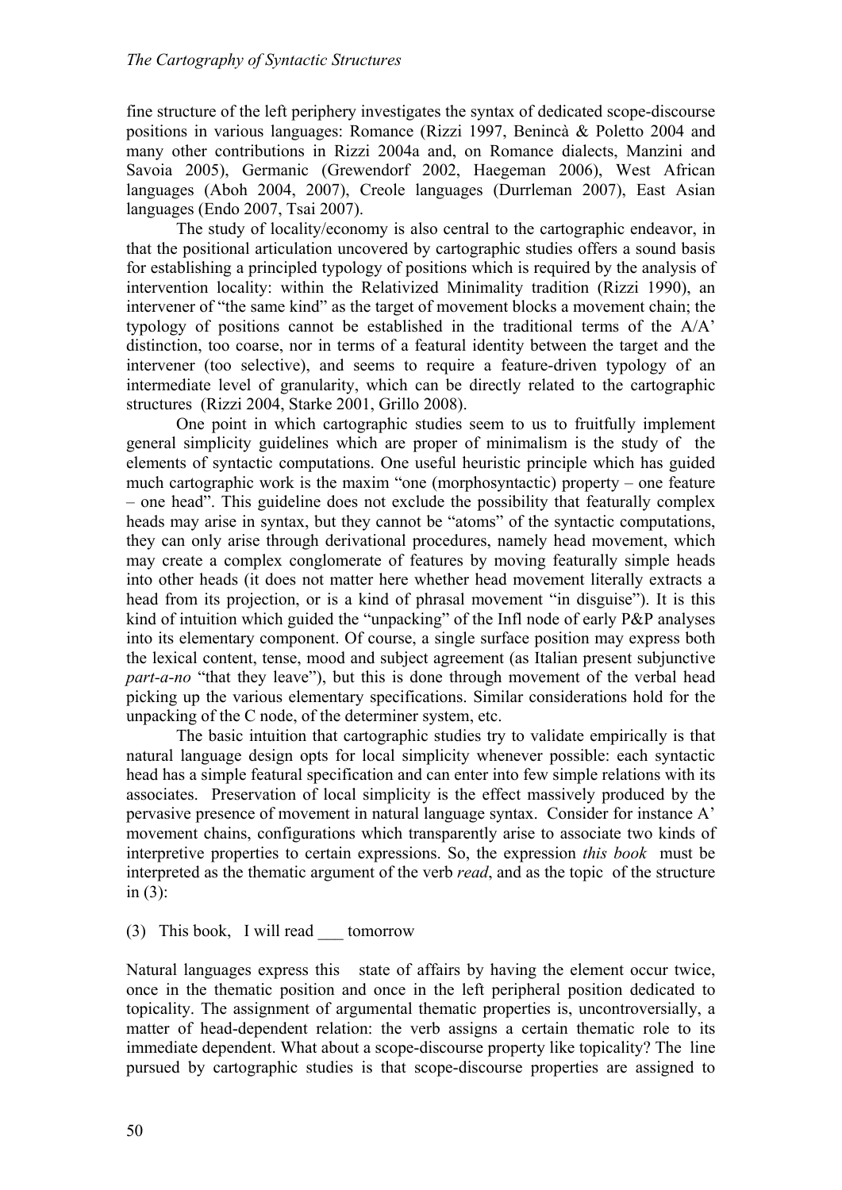fine structure of the left periphery investigates the syntax of dedicated scope-discourse positions in various languages: Romance (Rizzi 1997, Benincà & Poletto 2004 and many other contributions in Rizzi 2004a and, on Romance dialects, Manzini and Savoia 2005), Germanic (Grewendorf 2002, Haegeman 2006), West African languages (Aboh 2004, 2007), Creole languages (Durrleman 2007), East Asian languages (Endo 2007, Tsai 2007).

The study of locality/economy is also central to the cartographic endeavor, in that the positional articulation uncovered by cartographic studies offers a sound basis for establishing a principled typology of positions which is required by the analysis of intervention locality: within the Relativized Minimality tradition (Rizzi 1990), an intervener of "the same kind" as the target of movement blocks a movement chain; the typology of positions cannot be established in the traditional terms of the A/A' distinction, too coarse, nor in terms of a featural identity between the target and the intervener (too selective), and seems to require a feature-driven typology of an intermediate level of granularity, which can be directly related to the cartographic structures (Rizzi 2004, Starke 2001, Grillo 2008).

One point in which cartographic studies seem to us to fruitfully implement general simplicity guidelines which are proper of minimalism is the study of the elements of syntactic computations. One useful heuristic principle which has guided much cartographic work is the maxim "one (morphosyntactic) property – one feature – one head". This guideline does not exclude the possibility that featurally complex heads may arise in syntax, but they cannot be "atoms" of the syntactic computations, they can only arise through derivational procedures, namely head movement, which may create a complex conglomerate of features by moving featurally simple heads into other heads (it does not matter here whether head movement literally extracts a head from its projection, or is a kind of phrasal movement "in disguise"). It is this kind of intuition which guided the "unpacking" of the Infl node of early P&P analyses into its elementary component. Of course, a single surface position may express both the lexical content, tense, mood and subject agreement (as Italian present subjunctive *part-a-no* "that they leave"), but this is done through movement of the verbal head picking up the various elementary specifications. Similar considerations hold for the unpacking of the C node, of the determiner system, etc.

The basic intuition that cartographic studies try to validate empirically is that natural language design opts for local simplicity whenever possible: each syntactic head has a simple featural specification and can enter into few simple relations with its associates. Preservation of local simplicity is the effect massively produced by the pervasive presence of movement in natural language syntax. Consider for instance A' movement chains, configurations which transparently arise to associate two kinds of interpretive properties to certain expressions. So, the expression *this book* must be interpreted as the thematic argument of the verb *read*, and as the topic of the structure in (3):

(3) This book, I will read ___ tomorrow

Natural languages express this state of affairs by having the element occur twice, once in the thematic position and once in the left peripheral position dedicated to topicality. The assignment of argumental thematic properties is, uncontroversially, a matter of head-dependent relation: the verb assigns a certain thematic role to its immediate dependent. What about a scope-discourse property like topicality? The line pursued by cartographic studies is that scope-discourse properties are assigned to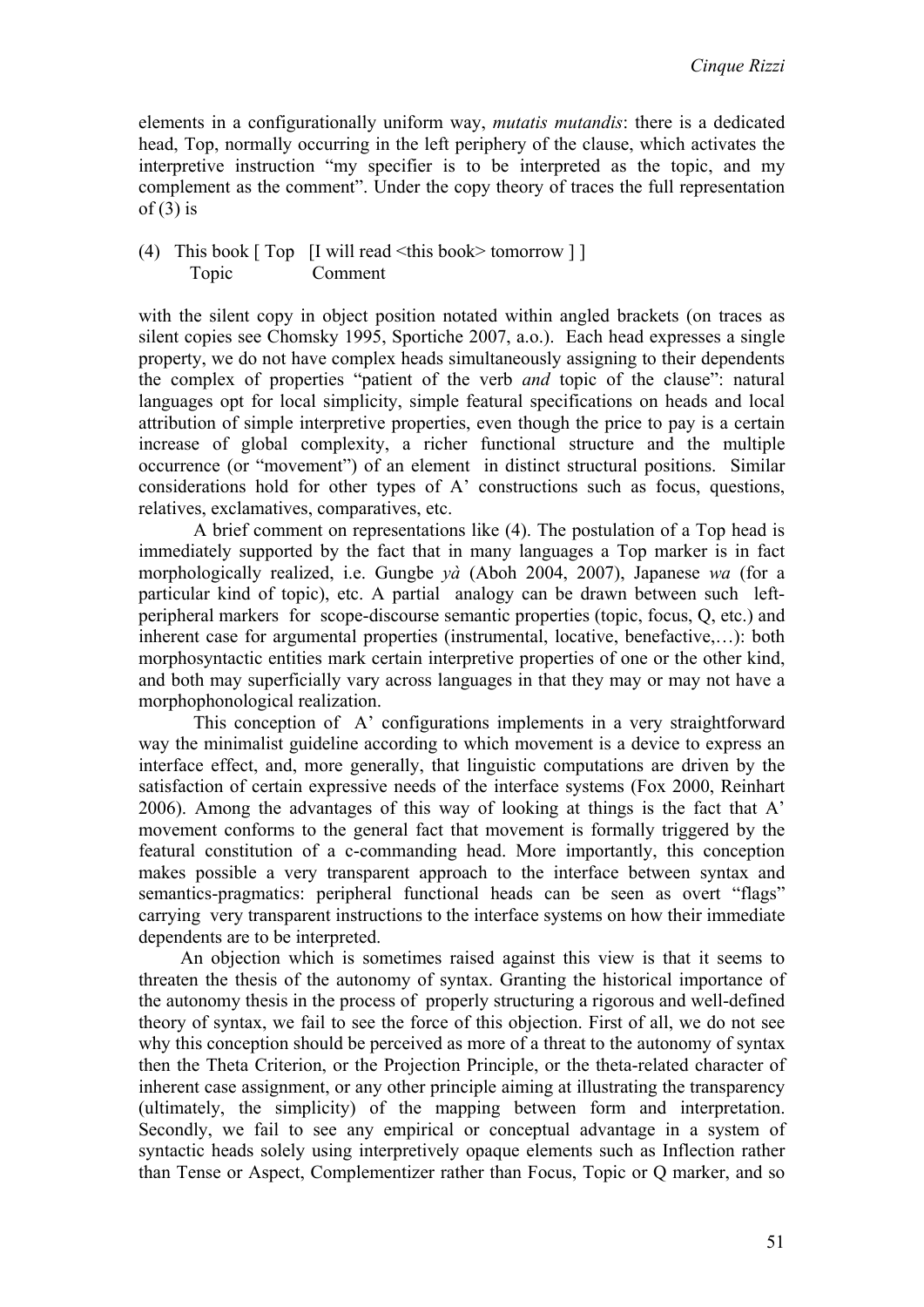elements in a configurationally uniform way, *mutatis mutandis*: there is a dedicated head, Top, normally occurring in the left periphery of the clause, which activates the interpretive instruction "my specifier is to be interpreted as the topic, and my complement as the comment". Under the copy theory of traces the full representation of (3) is

(4) This book [ Top [I will read <this book> tomorrow ] ]
Topic Comment

with the silent copy in object position notated within angled brackets (on traces as silent copies see Chomsky 1995, Sportiche 2007, a.o.). Each head expresses a single property, we do not have complex heads simultaneously assigning to their dependents the complex of properties "patient of the verb *and* topic of the clause": natural languages opt for local simplicity, simple featural specifications on heads and local attribution of simple interpretive properties, even though the price to pay is a certain increase of global complexity, a richer functional structure and the multiple occurrence (or "movement") of an element in distinct structural positions. Similar considerations hold for other types of A' constructions such as focus, questions, relatives, exclamatives, comparatives, etc.

A brief comment on representations like (4). The postulation of a Top head is immediately supported by the fact that in many languages a Top marker is in fact morphologically realized, i.e. Gungbe *yà* (Aboh 2004, 2007), Japanese *wa* (for a particular kind of topic), etc. A partial analogy can be drawn between such left-peripheral markers for scope-discourse semantic properties (topic, focus, Q, etc.) and inherent case for argumental properties (instrumental, locative, benefactive,…): both morphosyntactic entities mark certain interpretive properties of one or the other kind, and both may superficially vary across languages in that they may or may not have a morphophonological realization.

This conception of A' configurations implements in a very straightforward way the minimalist guideline according to which movement is a device to express an interface effect, and, more generally, that linguistic computations are driven by the satisfaction of certain expressive needs of the interface systems (Fox 2000, Reinhart 2006). Among the advantages of this way of looking at things is the fact that A' movement conforms to the general fact that movement is formally triggered by the featural constitution of a c-commanding head. More importantly, this conception makes possible a very transparent approach to the interface between syntax and semantics-pragmatics: peripheral functional heads can be seen as overt "flags" carrying very transparent instructions to the interface systems on how their immediate dependents are to be interpreted.

An objection which is sometimes raised against this view is that it seems to threaten the thesis of the autonomy of syntax. Granting the historical importance of the autonomy thesis in the process of properly structuring a rigorous and well-defined theory of syntax, we fail to see the force of this objection. First of all, we do not see why this conception should be perceived as more of a threat to the autonomy of syntax then the Theta Criterion, or the Projection Principle, or the theta-related character of inherent case assignment, or any other principle aiming at illustrating the transparency (ultimately, the simplicity) of the mapping between form and interpretation. Secondly, we fail to see any empirical or conceptual advantage in a system of syntactic heads solely using interpretively opaque elements such as Inflection rather than Tense or Aspect, Complementizer rather than Focus, Topic or Q marker, and so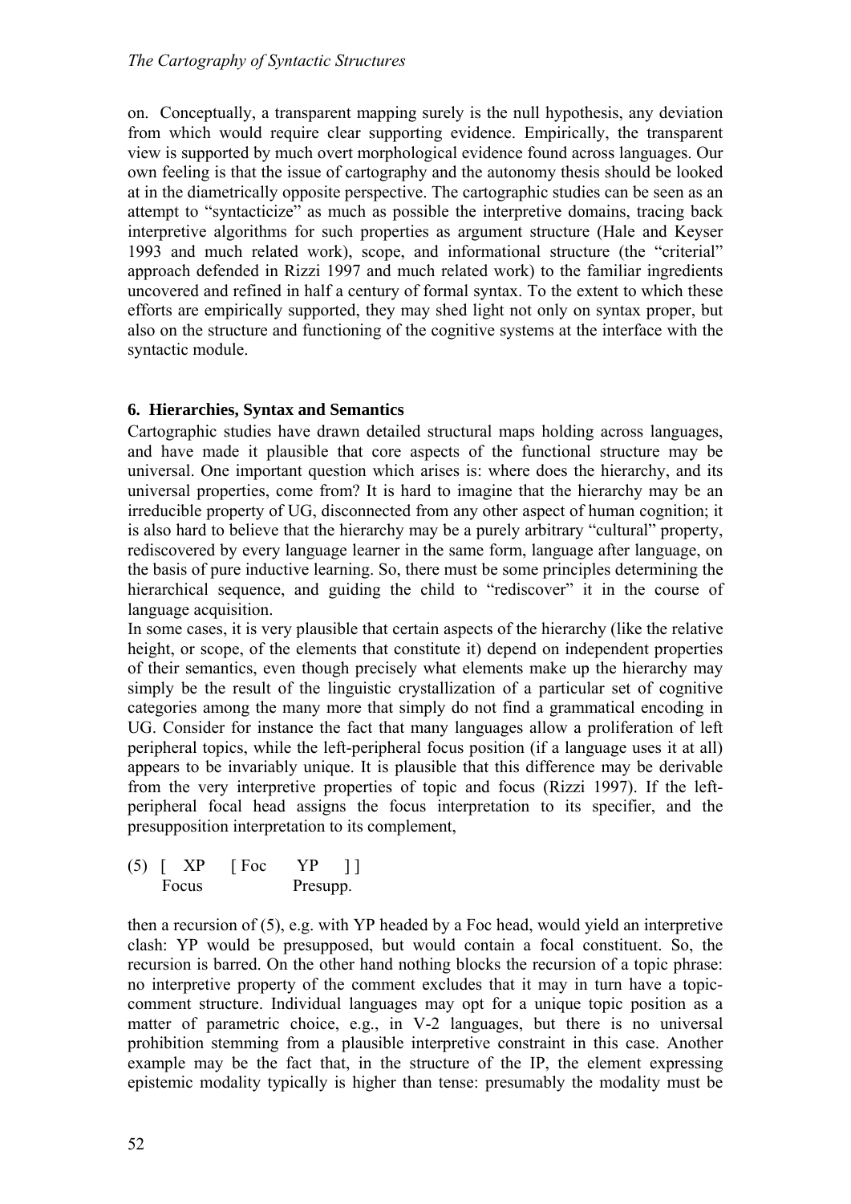on. Conceptually, a transparent mapping surely is the null hypothesis, any deviation from which would require clear supporting evidence. Empirically, the transparent view is supported by much overt morphological evidence found across languages. Our own feeling is that the issue of cartography and the autonomy thesis should be looked at in the diametrically opposite perspective. The cartographic studies can be seen as an attempt to "syntacticize" as much as possible the interpretive domains, tracing back interpretive algorithms for such properties as argument structure (Hale and Keyser 1993 and much related work), scope, and informational structure (the "criterial" approach defended in Rizzi 1997 and much related work) to the familiar ingredients uncovered and refined in half a century of formal syntax. To the extent to which these efforts are empirically supported, they may shed light not only on syntax proper, but also on the structure and functioning of the cognitive systems at the interface with the syntactic module.

## 6. Hierarchies, Syntax and Semantics

Cartographic studies have drawn detailed structural maps holding across languages, and have made it plausible that core aspects of the functional structure may be universal. One important question which arises is: where does the hierarchy, and its universal properties, come from? It is hard to imagine that the hierarchy may be an irreducible property of UG, disconnected from any other aspect of human cognition; it is also hard to believe that the hierarchy may be a purely arbitrary "cultural" property, rediscovered by every language learner in the same form, language after language, on the basis of pure inductive learning. So, there must be some principles determining the hierarchical sequence, and guiding the child to "rediscover" it in the course of language acquisition.

In some cases, it is very plausible that certain aspects of the hierarchy (like the relative height, or scope, of the elements that constitute it) depend on independent properties of their semantics, even though precisely what elements make up the hierarchy may simply be the result of the linguistic crystallization of a particular set of cognitive categories among the many more that simply do not find a grammatical encoding in UG. Consider for instance the fact that many languages allow a proliferation of left peripheral topics, while the left-peripheral focus position (if a language uses it at all) appears to be invariably unique. It is plausible that this difference may be derivable from the very interpretive properties of topic and focus (Rizzi 1997). If the left-peripheral focal head assigns the focus interpretation to its specifier, and the presupposition interpretation to its complement,

```
(5) [  XP     [ Foc    YP    ] ]
       Focus           Presupp.
```

then a recursion of (5), e.g. with YP headed by a Foc head, would yield an interpretive clash: YP would be presupposed, but would contain a focal constituent. So, the recursion is barred. On the other hand nothing blocks the recursion of a topic phrase: no interpretive property of the comment excludes that it may in turn have a topic-comment structure. Individual languages may opt for a unique topic position as a matter of parametric choice, e.g., in V-2 languages, but there is no universal prohibition stemming from a plausible interpretive constraint in this case. Another example may be the fact that, in the structure of the IP, the element expressing epistemic modality typically is higher than tense: presumably the modality must be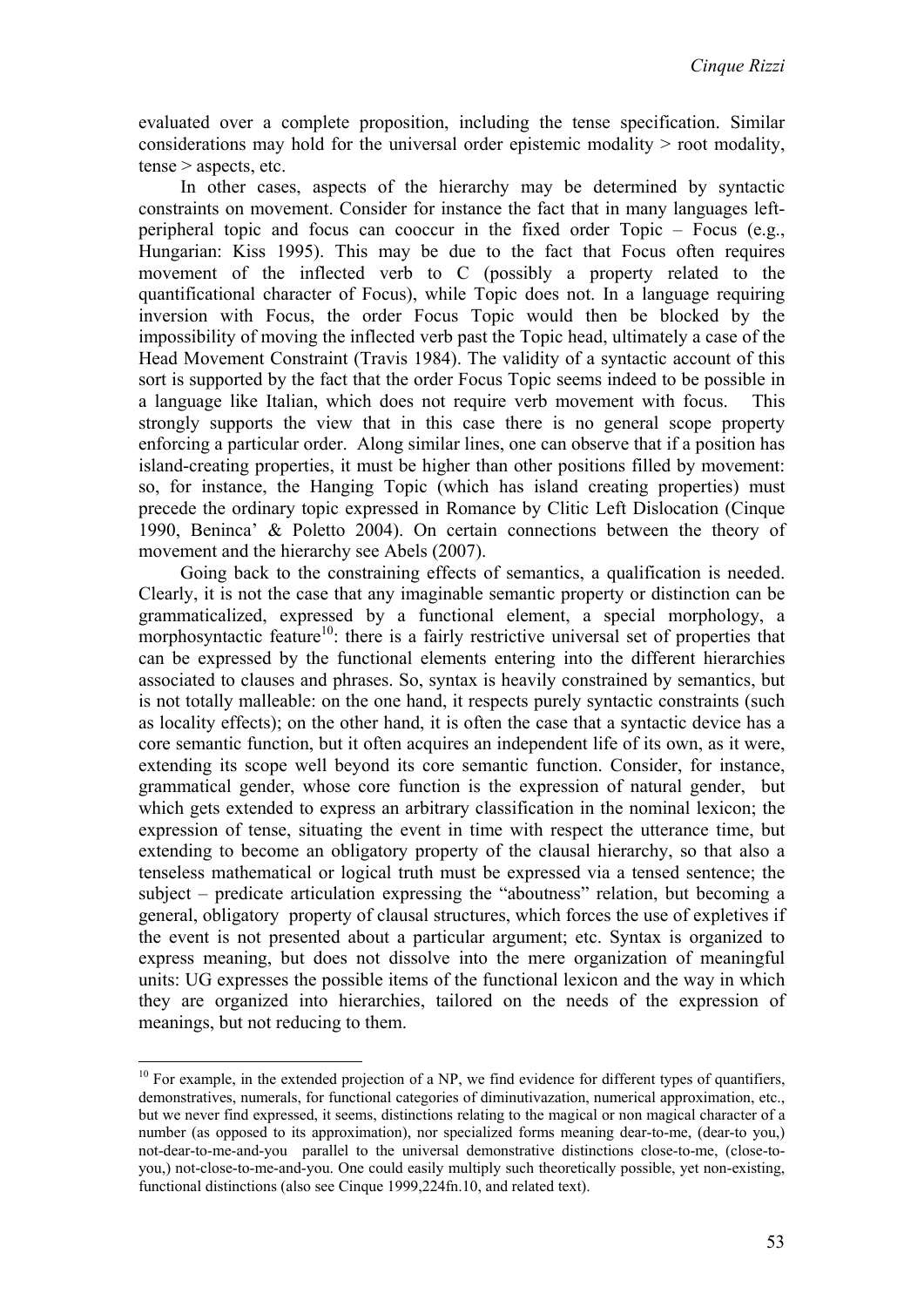evaluated over a complete proposition, including the tense specification. Similar considerations may hold for the universal order epistemic modality > root modality, tense > aspects, etc.

In other cases, aspects of the hierarchy may be determined by syntactic constraints on movement. Consider for instance the fact that in many languages left-peripheral topic and focus can cooccur in the fixed order Topic – Focus (e.g., Hungarian: Kiss 1995). This may be due to the fact that Focus often requires movement of the inflected verb to C (possibly a property related to the quantificational character of Focus), while Topic does not. In a language requiring inversion with Focus, the order Focus Topic would then be blocked by the impossibility of moving the inflected verb past the Topic head, ultimately a case of the Head Movement Constraint (Travis 1984). The validity of a syntactic account of this sort is supported by the fact that the order Focus Topic seems indeed to be possible in a language like Italian, which does not require verb movement with focus. This strongly supports the view that in this case there is no general scope property enforcing a particular order. Along similar lines, one can observe that if a position has island-creating properties, it must be higher than other positions filled by movement: so, for instance, the Hanging Topic (which has island creating properties) must precede the ordinary topic expressed in Romance by Clitic Left Dislocation (Cinque 1990, Beninca' & Poletto 2004). On certain connections between the theory of movement and the hierarchy see Abels (2007).

Going back to the constraining effects of semantics, a qualification is needed. Clearly, it is not the case that any imaginable semantic property or distinction can be grammaticalized, expressed by a functional element, a special morphology, a morphosyntactic feature[10]: there is a fairly restrictive universal set of properties that can be expressed by the functional elements entering into the different hierarchies associated to clauses and phrases. So, syntax is heavily constrained by semantics, but is not totally malleable: on the one hand, it respects purely syntactic constraints (such as locality effects); on the other hand, it is often the case that a syntactic device has a core semantic function, but it often acquires an independent life of its own, as it were, extending its scope well beyond its core semantic function. Consider, for instance, grammatical gender, whose core function is the expression of natural gender, but which gets extended to express an arbitrary classification in the nominal lexicon; the expression of tense, situating the event in time with respect the utterance time, but extending to become an obligatory property of the clausal hierarchy, so that also a tenseless mathematical or logical truth must be expressed via a tensed sentence; the subject – predicate articulation expressing the "aboutness" relation, but becoming a general, obligatory property of clausal structures, which forces the use of expletives if the event is not presented about a particular argument; etc. Syntax is organized to express meaning, but does not dissolve into the mere organization of meaningful units: UG expresses the possible items of the functional lexicon and the way in which they are organized into hierarchies, tailored on the needs of the expression of meanings, but not reducing to them.

---

[10] For example, in the extended projection of a NP, we find evidence for different types of quantifiers, demonstratives, numerals, for functional categories of diminutivazation, numerical approximation, etc., but we never find expressed, it seems, distinctions relating to the magical or non magical character of a number (as opposed to its approximation), nor specialized forms meaning dear-to-me, (dear-to you,) not-dear-to-me-and-you parallel to the universal demonstrative distinctions close-to-me, (close-to-you,) not-close-to-me-and-you. One could easily multiply such theoretically possible, yet non-existing, functional distinctions (also see Cinque 1999,224fn.10, and related text).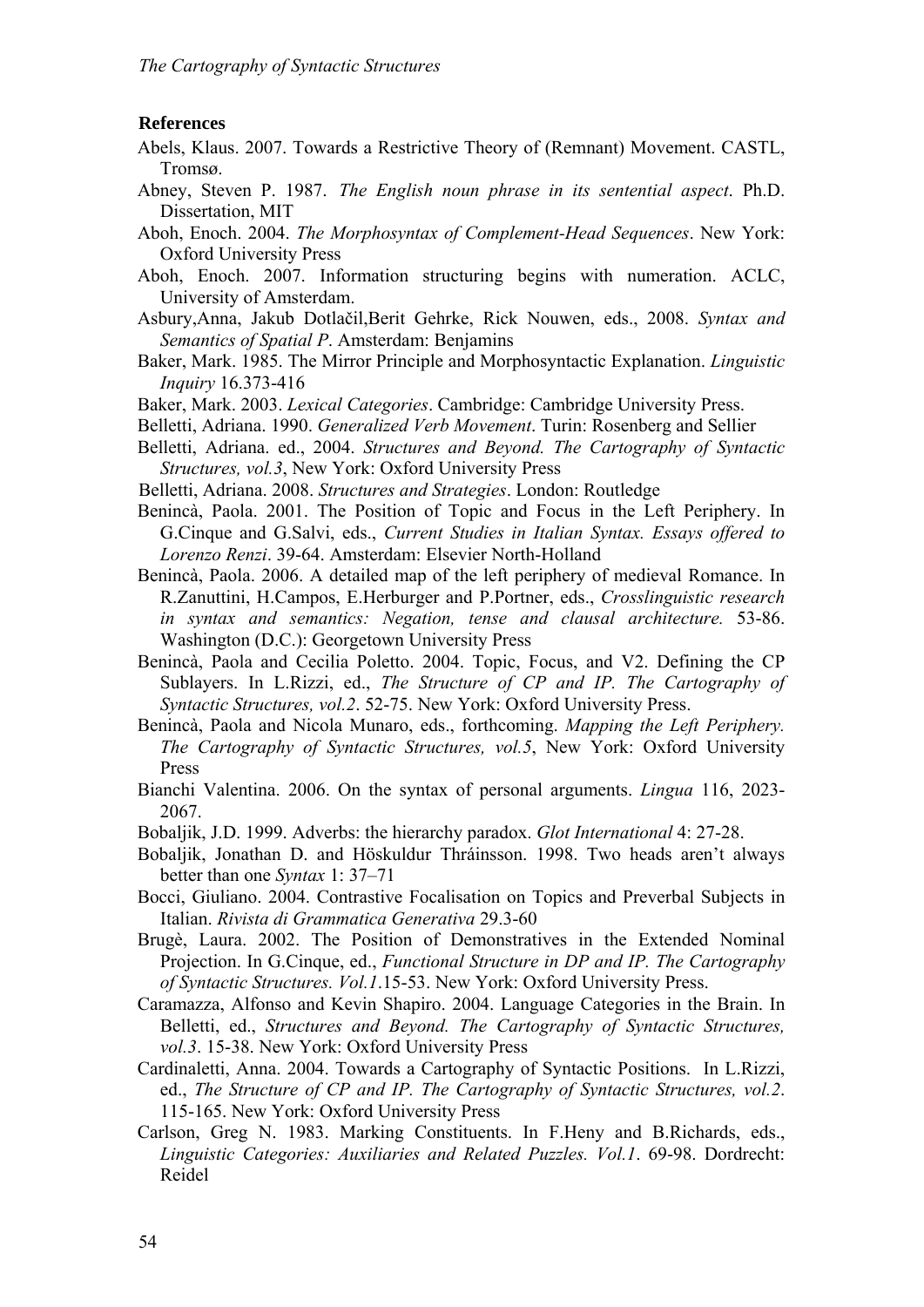## References

Abels, Klaus. 2007. Towards a Restrictive Theory of (Remnant) Movement. CASTL, Tromsø.

Abney, Steven P. 1987. *The English noun phrase in its sentential aspect*. Ph.D. Dissertation, MIT

Aboh, Enoch. 2004. *The Morphosyntax of Complement-Head Sequences*. New York: Oxford University Press

Aboh, Enoch. 2007. Information structuring begins with numeration. ACLC, University of Amsterdam.

Asbury,Anna, Jakub Dotlačil,Berit Gehrke, Rick Nouwen, eds., 2008. *Syntax and Semantics of Spatial P*. Amsterdam: Benjamins

Baker, Mark. 1985. The Mirror Principle and Morphosyntactic Explanation. *Linguistic Inquiry* 16.373-416

Baker, Mark. 2003. *Lexical Categories*. Cambridge: Cambridge University Press.

Belletti, Adriana. 1990. *Generalized Verb Movement*. Turin: Rosenberg and Sellier

Belletti, Adriana. ed., 2004. *Structures and Beyond. The Cartography of Syntactic Structures, vol.3*, New York: Oxford University Press

Belletti, Adriana. 2008. *Structures and Strategies*. London: Routledge

Benincà, Paola. 2001. The Position of Topic and Focus in the Left Periphery. In G.Cinque and G.Salvi, eds., *Current Studies in Italian Syntax. Essays offered to Lorenzo Renzi*. 39-64. Amsterdam: Elsevier North-Holland

Benincà, Paola. 2006. A detailed map of the left periphery of medieval Romance. In R.Zanuttini, H.Campos, E.Herburger and P.Portner, eds., *Crosslinguistic research in syntax and semantics: Negation, tense and clausal architecture.* 53-86. Washington (D.C.): Georgetown University Press

Benincà, Paola and Cecilia Poletto. 2004. Topic, Focus, and V2. Defining the CP Sublayers. In L.Rizzi, ed., *The Structure of CP and IP. The Cartography of Syntactic Structures, vol.2*. 52-75. New York: Oxford University Press.

Benincà, Paola and Nicola Munaro, eds., forthcoming. *Mapping the Left Periphery. The Cartography of Syntactic Structures, vol.5*, New York: Oxford University Press

Bianchi Valentina. 2006. On the syntax of personal arguments. *Lingua* 116, 2023-2067.

Bobaljik, J.D. 1999. Adverbs: the hierarchy paradox. *Glot International* 4: 27-28.

Bobaljik, Jonathan D. and Höskuldur Thráinsson. 1998. Two heads aren't always better than one *Syntax* 1: 37–71

Bocci, Giuliano. 2004. Contrastive Focalisation on Topics and Preverbal Subjects in Italian. *Rivista di Grammatica Generativa* 29.3-60

Brugè, Laura. 2002. The Position of Demonstratives in the Extended Nominal Projection. In G.Cinque, ed., *Functional Structure in DP and IP. The Cartography of Syntactic Structures. Vol.1*.15-53. New York: Oxford University Press.

Caramazza, Alfonso and Kevin Shapiro. 2004. Language Categories in the Brain. In Belletti, ed., *Structures and Beyond. The Cartography of Syntactic Structures, vol.3*. 15-38. New York: Oxford University Press

Cardinaletti, Anna. 2004. Towards a Cartography of Syntactic Positions. In L.Rizzi, ed., *The Structure of CP and IP. The Cartography of Syntactic Structures, vol.2*. 115-165. New York: Oxford University Press

Carlson, Greg N. 1983. Marking Constituents. In F.Heny and B.Richards, eds., *Linguistic Categories: Auxiliaries and Related Puzzles. Vol.1*. 69-98. Dordrecht: Reidel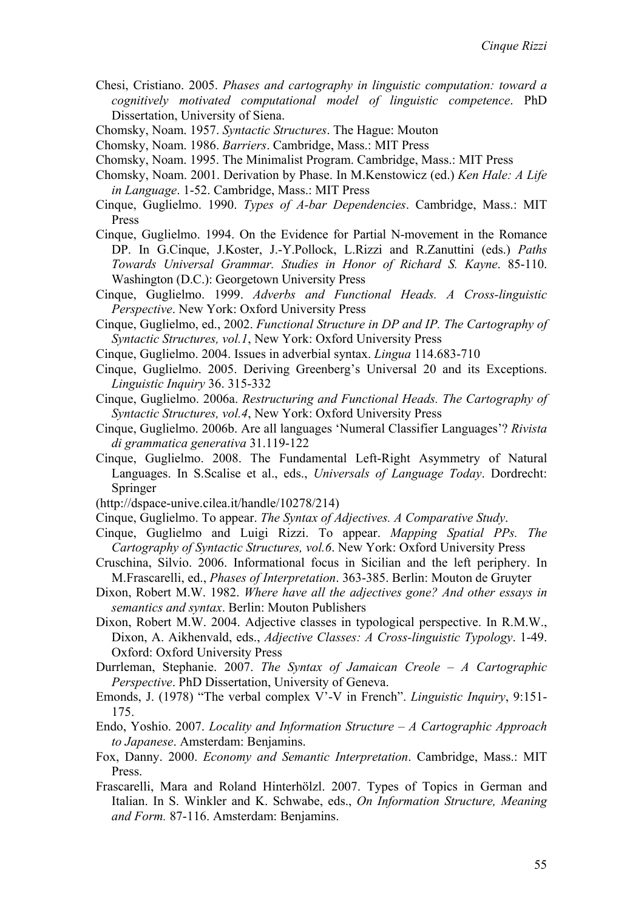Chesi, Cristiano. 2005. *Phases and cartography in linguistic computation: toward a cognitively motivated computational model of linguistic competence*. PhD Dissertation, University of Siena.

Chomsky, Noam. 1957. *Syntactic Structures*. The Hague: Mouton

Chomsky, Noam. 1986. *Barriers*. Cambridge, Mass.: MIT Press

Chomsky, Noam. 1995. The Minimalist Program. Cambridge, Mass.: MIT Press

Chomsky, Noam. 2001. Derivation by Phase. In M.Kenstowicz (ed.) *Ken Hale: A Life in Language*. 1-52. Cambridge, Mass.: MIT Press

Cinque, Guglielmo. 1990. *Types of A-bar Dependencies*. Cambridge, Mass.: MIT Press

Cinque, Guglielmo. 1994. On the Evidence for Partial N-movement in the Romance DP. In G.Cinque, J.Koster, J.-Y.Pollock, L.Rizzi and R.Zanuttini (eds.) *Paths Towards Universal Grammar. Studies in Honor of Richard S. Kayne*. 85-110. Washington (D.C.): Georgetown University Press

Cinque, Guglielmo. 1999. *Adverbs and Functional Heads. A Cross-linguistic Perspective*. New York: Oxford University Press

Cinque, Guglielmo, ed., 2002. *Functional Structure in DP and IP. The Cartography of Syntactic Structures, vol.1*, New York: Oxford University Press

Cinque, Guglielmo. 2004. Issues in adverbial syntax. *Lingua* 114.683-710

Cinque, Guglielmo. 2005. Deriving Greenberg's Universal 20 and its Exceptions. *Linguistic Inquiry* 36. 315-332

Cinque, Guglielmo. 2006a. *Restructuring and Functional Heads. The Cartography of Syntactic Structures, vol.4*, New York: Oxford University Press

Cinque, Guglielmo. 2006b. Are all languages 'Numeral Classifier Languages'? *Rivista di grammatica generativa* 31.119-122

Cinque, Guglielmo. 2008. The Fundamental Left-Right Asymmetry of Natural Languages. In S.Scalise et al., eds., *Universals of Language Today*. Dordrecht: Springer

(http://dspace-unive.cilea.it/handle/10278/214)

Cinque, Guglielmo. To appear. *The Syntax of Adjectives. A Comparative Study*.

Cinque, Guglielmo and Luigi Rizzi. To appear. *Mapping Spatial PPs. The Cartography of Syntactic Structures, vol.6*. New York: Oxford University Press

Cruschina, Silvio. 2006. Informational focus in Sicilian and the left periphery. In M.Frascarelli, ed., *Phases of Interpretation*. 363-385. Berlin: Mouton de Gruyter

Dixon, Robert M.W. 1982. *Where have all the adjectives gone? And other essays in semantics and syntax*. Berlin: Mouton Publishers

Dixon, Robert M.W. 2004. Adjective classes in typological perspective. In R.M.W., Dixon, A. Aikhenvald, eds., *Adjective Classes: A Cross-linguistic Typology*. 1-49. Oxford: Oxford University Press

Durrleman, Stephanie. 2007. *The Syntax of Jamaican Creole – A Cartographic Perspective*. PhD Dissertation, University of Geneva.

Emonds, J. (1978) "The verbal complex V'-V in French". *Linguistic Inquiry*, 9:151-175.

Endo, Yoshio. 2007. *Locality and Information Structure – A Cartographic Approach to Japanese*. Amsterdam: Benjamins.

Fox, Danny. 2000. *Economy and Semantic Interpretation*. Cambridge, Mass.: MIT Press.

Frascarelli, Mara and Roland Hinterhölzl. 2007. Types of Topics in German and Italian. In S. Winkler and K. Schwabe, eds., *On Information Structure, Meaning and Form.* 87-116. Amsterdam: Benjamins.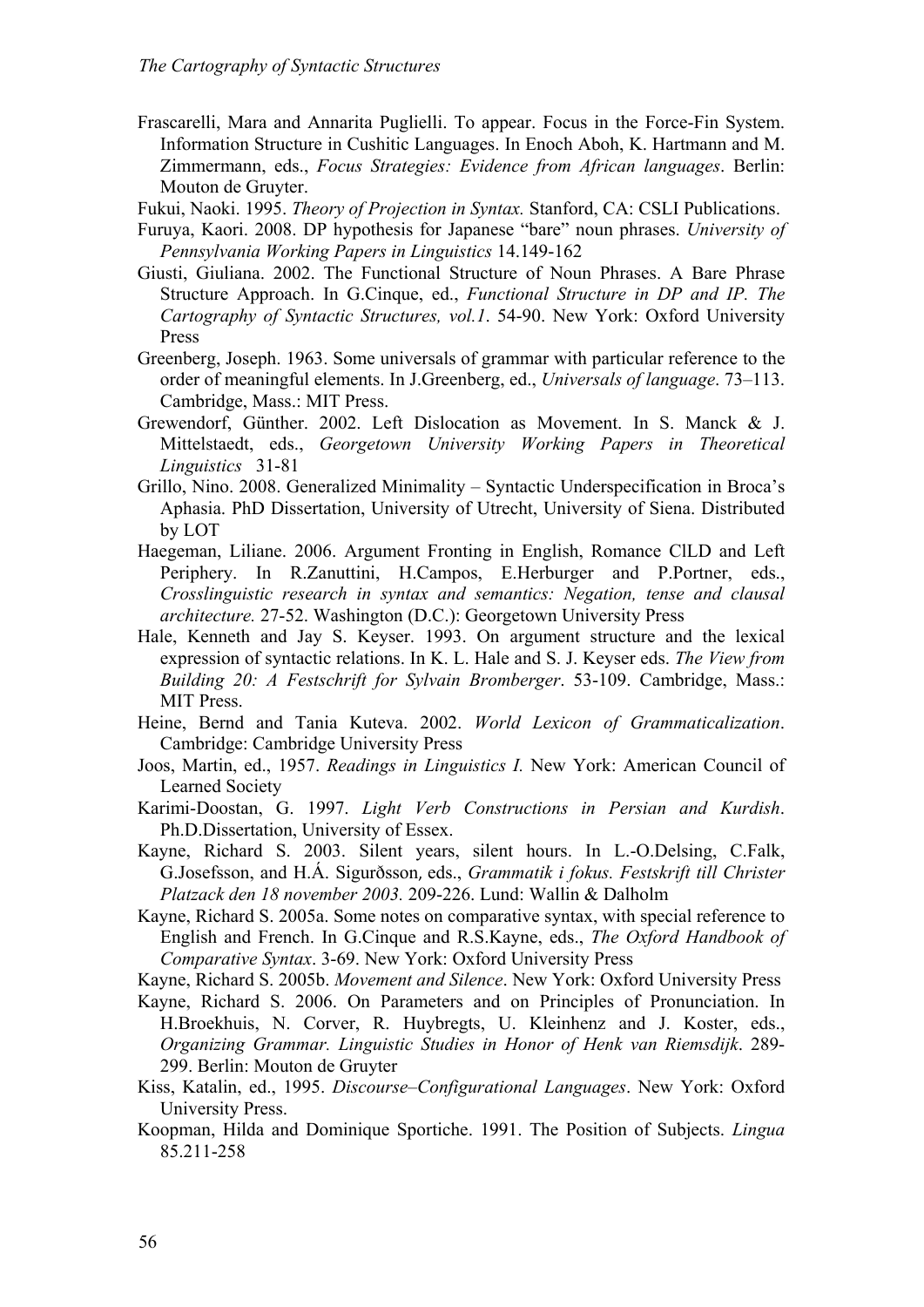Frascarelli, Mara and Annarita Puglielli. To appear. Focus in the Force-Fin System. Information Structure in Cushitic Languages. In Enoch Aboh, K. Hartmann and M. Zimmermann, eds., *Focus Strategies: Evidence from African languages*. Berlin: Mouton de Gruyter.

Fukui, Naoki. 1995. *Theory of Projection in Syntax.* Stanford, CA: CSLI Publications.

Furuya, Kaori. 2008. DP hypothesis for Japanese "bare" noun phrases. *University of Pennsylvania Working Papers in Linguistics* 14.149-162

Giusti, Giuliana. 2002. The Functional Structure of Noun Phrases. A Bare Phrase Structure Approach. In G.Cinque, ed., *Functional Structure in DP and IP. The Cartography of Syntactic Structures, vol.1*. 54-90. New York: Oxford University Press

Greenberg, Joseph. 1963. Some universals of grammar with particular reference to the order of meaningful elements. In J.Greenberg, ed., *Universals of language*. 73–113. Cambridge, Mass.: MIT Press.

Grewendorf, Günther. 2002. Left Dislocation as Movement. In S. Manck & J. Mittelstaedt, eds., *Georgetown University Working Papers in Theoretical Linguistics* 31-81

Grillo, Nino. 2008. Generalized Minimality – Syntactic Underspecification in Broca's Aphasia. PhD Dissertation, University of Utrecht, University of Siena. Distributed by LOT

Haegeman, Liliane. 2006. Argument Fronting in English, Romance ClLD and Left Periphery. In R.Zanuttini, H.Campos, E.Herburger and P.Portner, eds., *Crosslinguistic research in syntax and semantics: Negation, tense and clausal architecture.* 27-52. Washington (D.C.): Georgetown University Press

Hale, Kenneth and Jay S. Keyser. 1993. On argument structure and the lexical expression of syntactic relations. In K. L. Hale and S. J. Keyser eds. *The View from Building 20: A Festschrift for Sylvain Bromberger*. 53-109. Cambridge, Mass.: MIT Press.

Heine, Bernd and Tania Kuteva. 2002. *World Lexicon of Grammaticalization*. Cambridge: Cambridge University Press

Joos, Martin, ed., 1957. *Readings in Linguistics I.* New York: American Council of Learned Society

Karimi-Doostan, G. 1997. *Light Verb Constructions in Persian and Kurdish*. Ph.D.Dissertation, University of Essex.

Kayne, Richard S. 2003. Silent years, silent hours. In L.-O.Delsing, C.Falk, G.Josefsson, and H.Á. Sigurðsson, eds., *Grammatik i fokus. Festskrift till Christer Platzack den 18 november 2003.* 209-226. Lund: Wallin & Dalholm

Kayne, Richard S. 2005a. Some notes on comparative syntax, with special reference to English and French. In G.Cinque and R.S.Kayne, eds., *The Oxford Handbook of Comparative Syntax*. 3-69. New York: Oxford University Press

Kayne, Richard S. 2005b. *Movement and Silence*. New York: Oxford University Press

Kayne, Richard S. 2006. On Parameters and on Principles of Pronunciation. In H.Broekhuis, N. Corver, R. Huybregts, U. Kleinhenz and J. Koster, eds., *Organizing Grammar. Linguistic Studies in Honor of Henk van Riemsdijk*. 289-299. Berlin: Mouton de Gruyter

Kiss, Katalin, ed., 1995. *Discourse–Configurational Languages*. New York: Oxford University Press.

Koopman, Hilda and Dominique Sportiche. 1991. The Position of Subjects. *Lingua* 85.211-258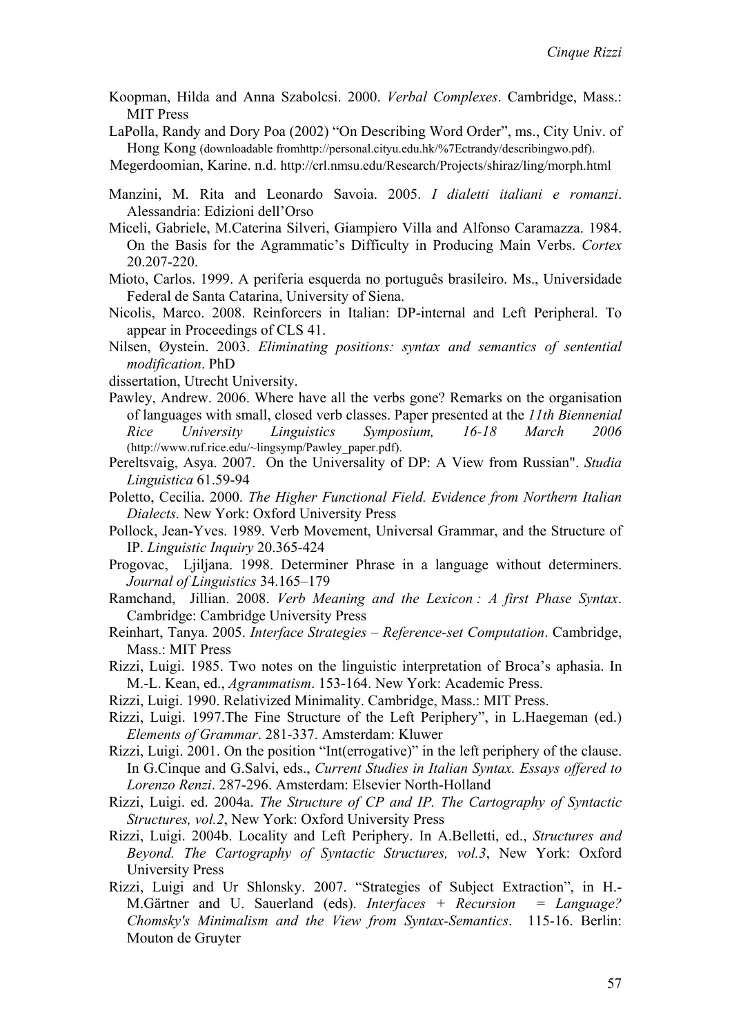Koopman, Hilda and Anna Szabolcsi. 2000. *Verbal Complexes*. Cambridge, Mass.: MIT Press

LaPolla, Randy and Dory Poa (2002) "On Describing Word Order", ms., City Univ. of Hong Kong (downloadable fromhttp://personal.cityu.edu.hk/%7Ectrandy/describingwo.pdf).

Megerdoomian, Karine. n.d. http://crl.nmsu.edu/Research/Projects/shiraz/ling/morph.html

Manzini, M. Rita and Leonardo Savoia. 2005. *I dialetti italiani e romanzi*. Alessandria: Edizioni dell'Orso

Miceli, Gabriele, M.Caterina Silveri, Giampiero Villa and Alfonso Caramazza. 1984. On the Basis for the Agrammatic's Difficulty in Producing Main Verbs. *Cortex* 20.207-220.

Mioto, Carlos. 1999. A periferia esquerda no português brasileiro. Ms., Universidade Federal de Santa Catarina, University of Siena.

Nicolis, Marco. 2008. Reinforcers in Italian: DP-internal and Left Peripheral. To appear in Proceedings of CLS 41.

Nilsen, Øystein. 2003. *Eliminating positions: syntax and semantics of sentential modification*. PhD

dissertation, Utrecht University.

Pawley, Andrew. 2006. Where have all the verbs gone? Remarks on the organisation of languages with small, closed verb classes. Paper presented at the *11th Biennenial Rice University Linguistics Symposium, 16-18 March 2006* (http://www.ruf.rice.edu/~lingsymp/Pawley_paper.pdf).

Pereltsvaig, Asya. 2007. On the Universality of DP: A View from Russian". *Studia Linguistica* 61.59-94

Poletto, Cecilia. 2000. *The Higher Functional Field. Evidence from Northern Italian Dialects.* New York: Oxford University Press

Pollock, Jean-Yves. 1989. Verb Movement, Universal Grammar, and the Structure of IP. *Linguistic Inquiry* 20.365-424

Progovac, Ljiljana. 1998. Determiner Phrase in a language without determiners. *Journal of Linguistics* 34.165–179

Ramchand, Jillian. 2008. *Verb Meaning and the Lexicon : A first Phase Syntax*. Cambridge: Cambridge University Press

Reinhart, Tanya. 2005. *Interface Strategies – Reference-set Computation*. Cambridge, Mass.: MIT Press

Rizzi, Luigi. 1985. Two notes on the linguistic interpretation of Broca's aphasia. In M.-L. Kean, ed., *Agrammatism*. 153-164. New York: Academic Press.

Rizzi, Luigi. 1990. Relativized Minimality. Cambridge, Mass.: MIT Press.

Rizzi, Luigi. 1997.The Fine Structure of the Left Periphery", in L.Haegeman (ed.) *Elements of Grammar*. 281-337. Amsterdam: Kluwer

Rizzi, Luigi. 2001. On the position "Int(errogative)" in the left periphery of the clause. In G.Cinque and G.Salvi, eds., *Current Studies in Italian Syntax. Essays offered to Lorenzo Renzi*. 287-296. Amsterdam: Elsevier North-Holland

Rizzi, Luigi. ed. 2004a. *The Structure of CP and IP. The Cartography of Syntactic Structures, vol.2*, New York: Oxford University Press

Rizzi, Luigi. 2004b. Locality and Left Periphery. In A.Belletti, ed., *Structures and Beyond. The Cartography of Syntactic Structures, vol.3*, New York: Oxford University Press

Rizzi, Luigi and Ur Shlonsky. 2007. "Strategies of Subject Extraction", in H.-M.Gärtner and U. Sauerland (eds). *Interfaces + Recursion = Language? Chomsky's Minimalism and the View from Syntax-Semantics*. 115-16. Berlin: Mouton de Gruyter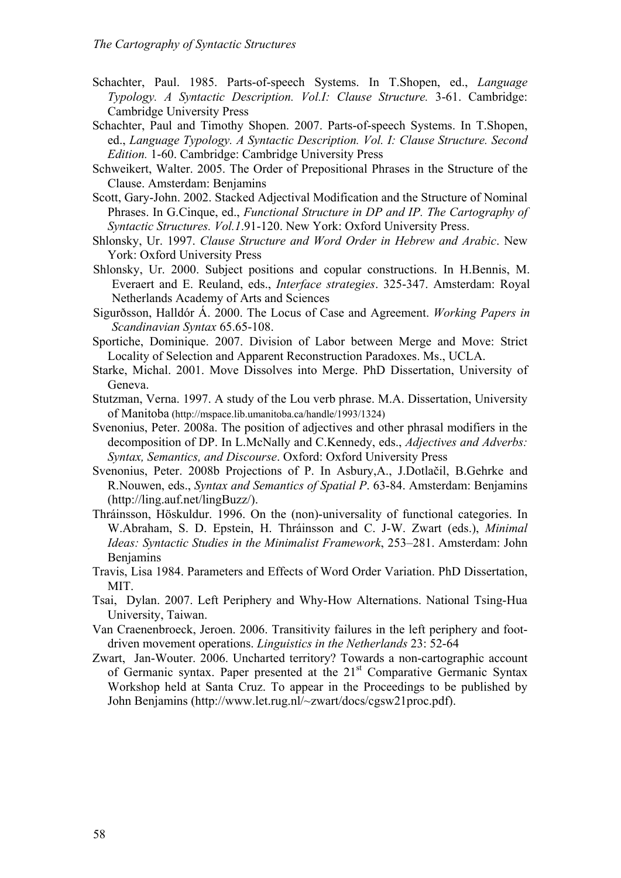Schachter, Paul. 1985. Parts-of-speech Systems. In T.Shopen, ed., *Language Typology. A Syntactic Description. Vol.I: Clause Structure.* 3-61. Cambridge: Cambridge University Press

Schachter, Paul and Timothy Shopen. 2007. Parts-of-speech Systems. In T.Shopen, ed., *Language Typology. A Syntactic Description. Vol. I: Clause Structure. Second Edition.* 1-60. Cambridge: Cambridge University Press

Schweikert, Walter. 2005. The Order of Prepositional Phrases in the Structure of the Clause. Amsterdam: Benjamins

Scott, Gary-John. 2002. Stacked Adjectival Modification and the Structure of Nominal Phrases. In G.Cinque, ed., *Functional Structure in DP and IP. The Cartography of Syntactic Structures. Vol.1*.91-120. New York: Oxford University Press.

Shlonsky, Ur. 1997. *Clause Structure and Word Order in Hebrew and Arabic*. New York: Oxford University Press

Shlonsky, Ur. 2000. Subject positions and copular constructions. In H.Bennis, M. Everaert and E. Reuland, eds., *Interface strategies*. 325-347. Amsterdam: Royal Netherlands Academy of Arts and Sciences

Sigurðsson, Halldór Á. 2000. The Locus of Case and Agreement. *Working Papers in Scandinavian Syntax* 65.65-108.

Sportiche, Dominique. 2007. Division of Labor between Merge and Move: Strict Locality of Selection and Apparent Reconstruction Paradoxes. Ms., UCLA.

Starke, Michal. 2001. Move Dissolves into Merge. PhD Dissertation, University of Geneva.

Stutzman, Verna. 1997. A study of the Lou verb phrase. M.A. Dissertation, University of Manitoba (http://mspace.lib.umanitoba.ca/handle/1993/1324)

Svenonius, Peter. 2008a. The position of adjectives and other phrasal modifiers in the decomposition of DP. In L.McNally and C.Kennedy, eds., *Adjectives and Adverbs: Syntax, Semantics, and Discourse*. Oxford: Oxford University Press

Svenonius, Peter. 2008b Projections of P. In Asbury,A., J.Dotlačil, B.Gehrke and R.Nouwen, eds., *Syntax and Semantics of Spatial P*. 63-84. Amsterdam: Benjamins (http://ling.auf.net/lingBuzz/).

Thráinsson, Höskuldur. 1996. On the (non)-universality of functional categories. In W.Abraham, S. D. Epstein, H. Thráinsson and C. J-W. Zwart (eds.), *Minimal Ideas: Syntactic Studies in the Minimalist Framework*, 253–281. Amsterdam: John Benjamins

Travis, Lisa 1984. Parameters and Effects of Word Order Variation. PhD Dissertation, MIT.

Tsai, Dylan. 2007. Left Periphery and Why-How Alternations. National Tsing-Hua University, Taiwan.

Van Craenenbroeck, Jeroen. 2006. Transitivity failures in the left periphery and foot-driven movement operations. *Linguistics in the Netherlands* 23: 52-64

Zwart, Jan-Wouter. 2006. Uncharted territory? Towards a non-cartographic account of Germanic syntax. Paper presented at the 21st Comparative Germanic Syntax Workshop held at Santa Cruz. To appear in the Proceedings to be published by John Benjamins (http://www.let.rug.nl/~zwart/docs/cgsw21proc.pdf).